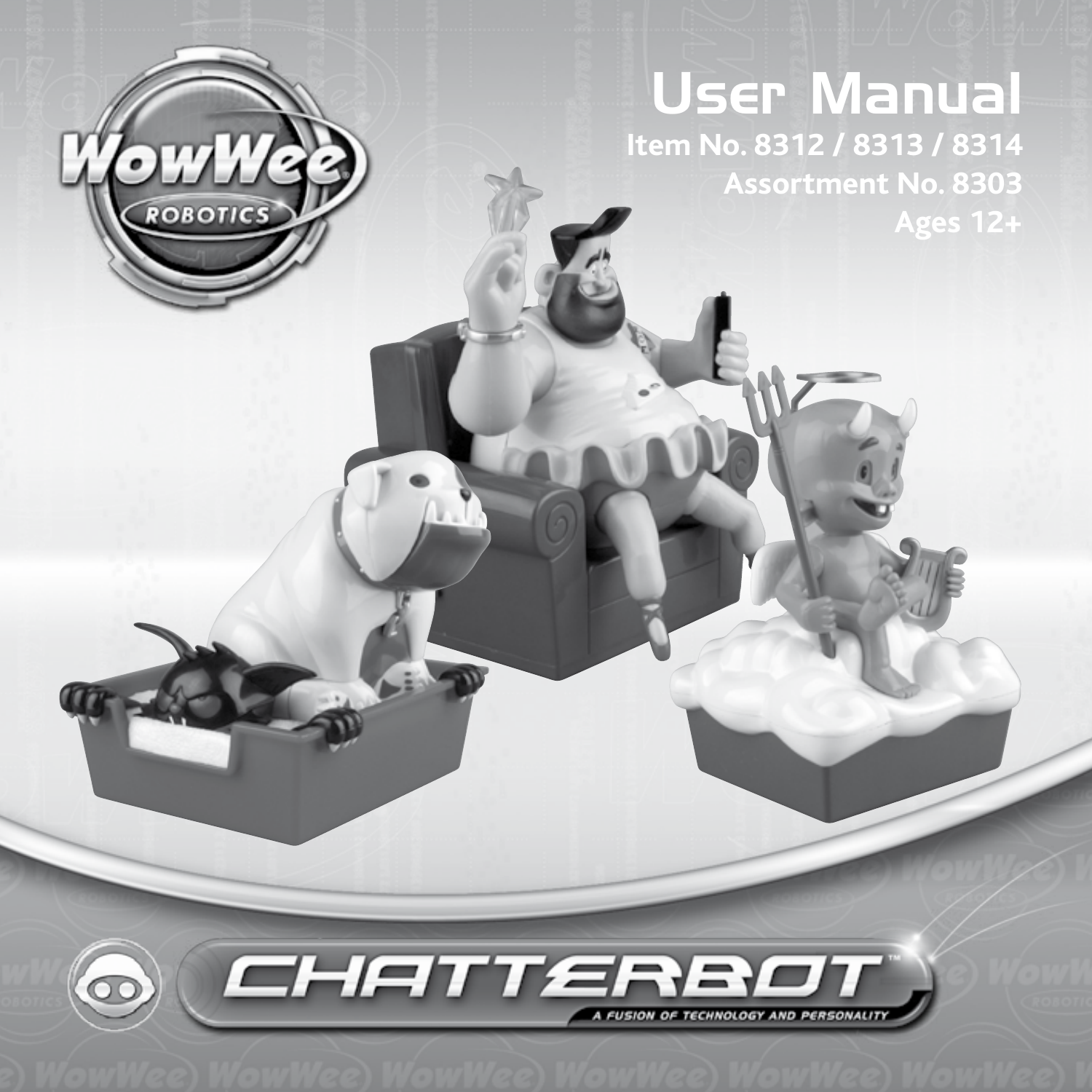# User Manual

**Item No. 8312 / 8313 / 8314**
**Assortment No. 8303**
**Ages 12+**

WowWee ROBOTICS

CHATTERBOT™

A FUSION OF TECHNOLOGY AND PERSONALITY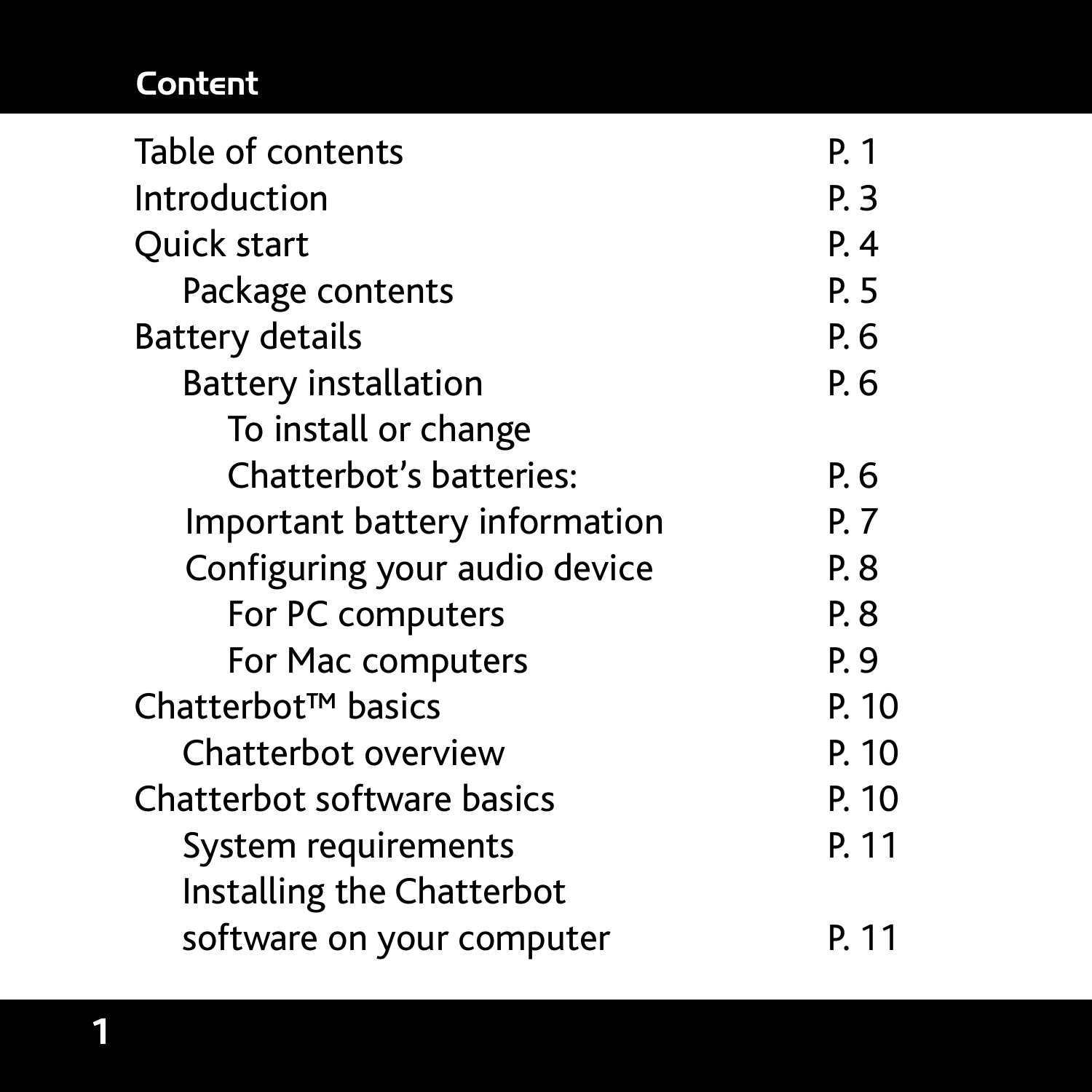# Content

| | |
|---|---|
| Table of contents | P. 1 |
| Introduction | P. 3 |
| Quick start | P. 4 |
| &nbsp;&nbsp;&nbsp;&nbsp;Package contents | P. 5 |
| Battery details | P. 6 |
| &nbsp;&nbsp;&nbsp;&nbsp;Battery installation | P. 6 |
| &nbsp;&nbsp;&nbsp;&nbsp;&nbsp;&nbsp;&nbsp;&nbsp;To install or change Chatterbot's batteries: | P. 6 |
| &nbsp;&nbsp;&nbsp;&nbsp;Important battery information | P. 7 |
| &nbsp;&nbsp;&nbsp;&nbsp;Configuring your audio device | P. 8 |
| &nbsp;&nbsp;&nbsp;&nbsp;&nbsp;&nbsp;&nbsp;&nbsp;For PC computers | P. 8 |
| &nbsp;&nbsp;&nbsp;&nbsp;&nbsp;&nbsp;&nbsp;&nbsp;For Mac computers | P. 9 |
| Chatterbot™ basics | P. 10 |
| &nbsp;&nbsp;&nbsp;&nbsp;Chatterbot overview | P. 10 |
| Chatterbot software basics | P. 10 |
| &nbsp;&nbsp;&nbsp;&nbsp;System requirements | P. 11 |
| &nbsp;&nbsp;&nbsp;&nbsp;Installing the Chatterbot software on your computer | P. 11 |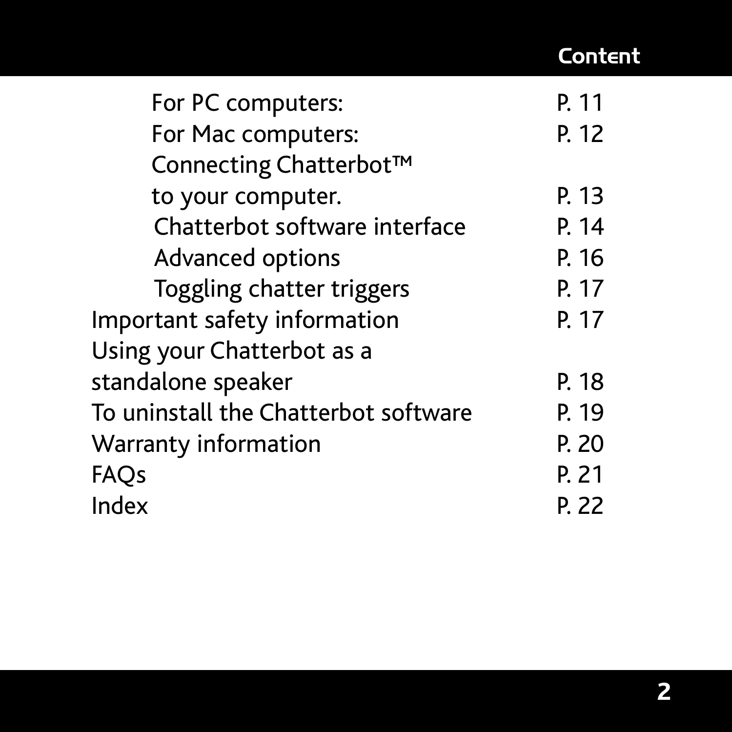## Content

| | |
|---|---|
| For PC computers: | P. 11 |
| For Mac computers: | P. 12 |
| Connecting Chatterbot™ to your computer. | P. 13 |
| Chatterbot software interface | P. 14 |
| Advanced options | P. 16 |
| Toggling chatter triggers | P. 17 |
| Important safety information | P. 17 |
| Using your Chatterbot as a standalone speaker | P. 18 |
| To uninstall the Chatterbot software | P. 19 |
| Warranty information | P. 20 |
| FAQs | P. 21 |
| Index | P. 22 |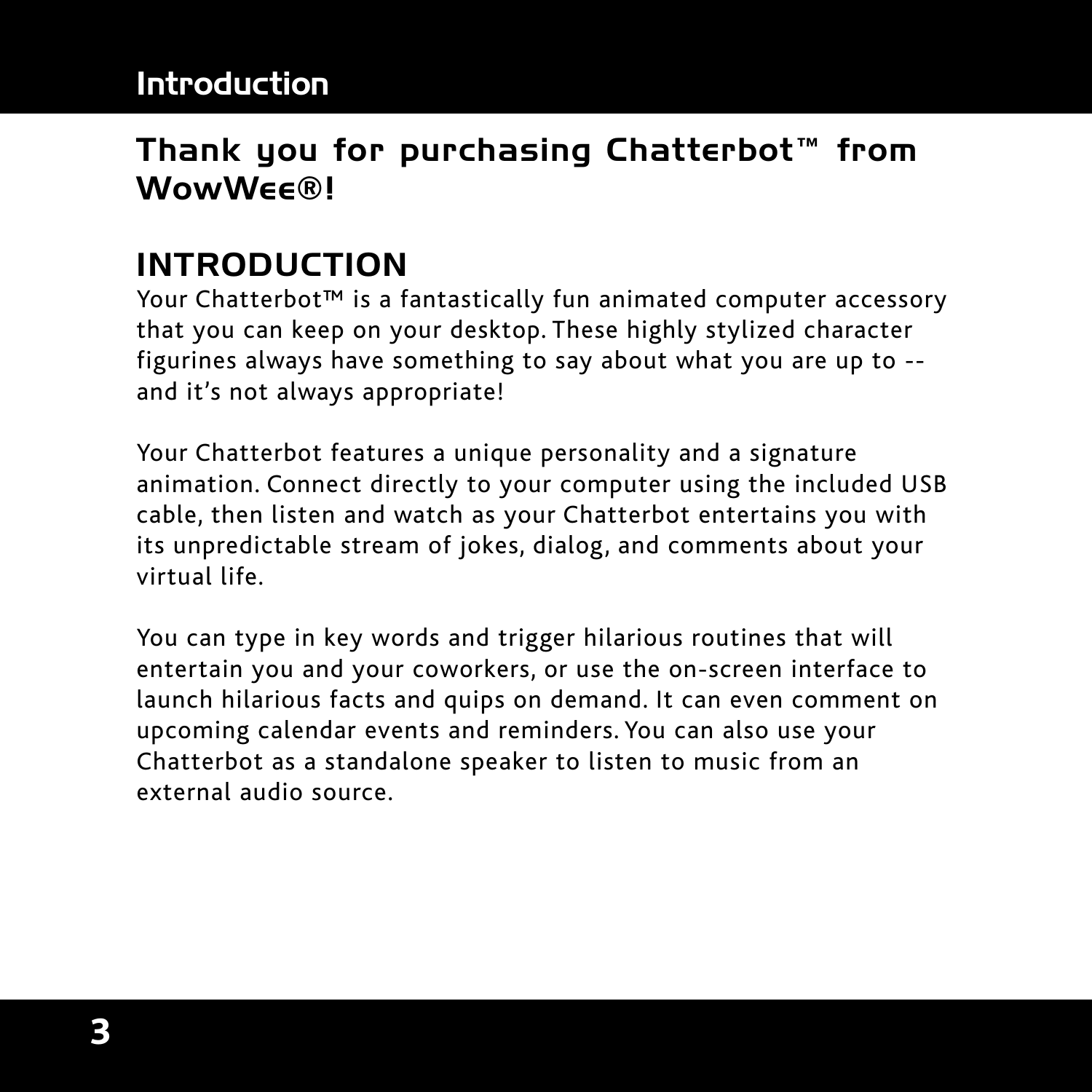## Thank you for purchasing Chatterbot™ from WowWee®!

## INTRODUCTION

Your Chatterbot™ is a fantastically fun animated computer accessory that you can keep on your desktop. These highly stylized character figurines always have something to say about what you are up to -- and it's not always appropriate!

Your Chatterbot features a unique personality and a signature animation. Connect directly to your computer using the included USB cable, then listen and watch as your Chatterbot entertains you with its unpredictable stream of jokes, dialog, and comments about your virtual life.

You can type in key words and trigger hilarious routines that will entertain you and your coworkers, or use the on-screen interface to launch hilarious facts and quips on demand. It can even comment on upcoming calendar events and reminders. You can also use your Chatterbot as a standalone speaker to listen to music from an external audio source.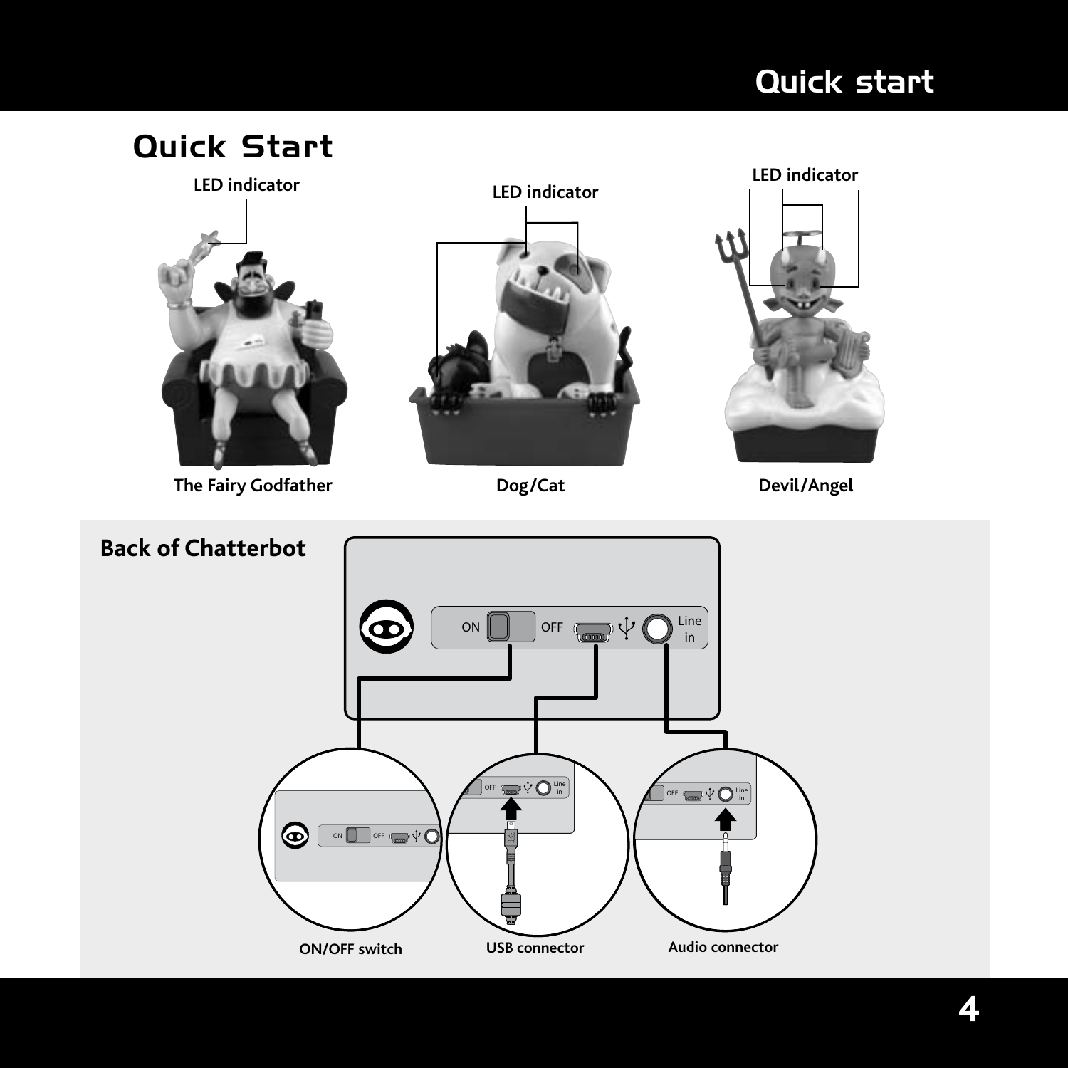# Quick Start

LED indicator

LED indicator

LED indicator

The Fairy Godfather

Dog/Cat

Devil/Angel

## Back of Chatterbot

ON OFF Line in

ON/OFF switch

USB connector

Audio connector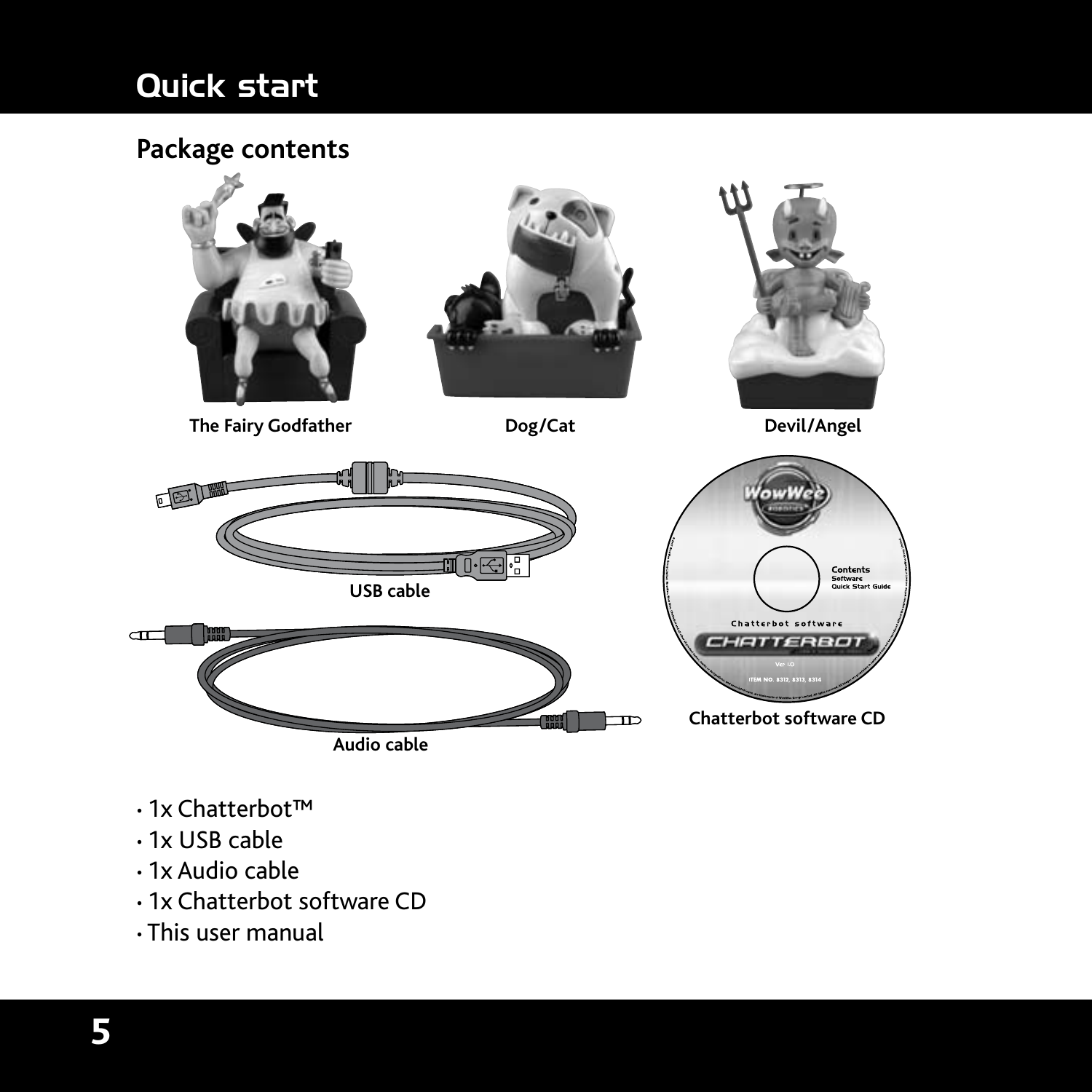# Quick start

## Package contents

The Fairy Godfather

Dog/Cat

Devil/Angel

USB cable

Audio cable

Chatterbot software CD

- 1x Chatterbot™
- 1x USB cable
- 1x Audio cable
- 1x Chatterbot software CD
- This user manual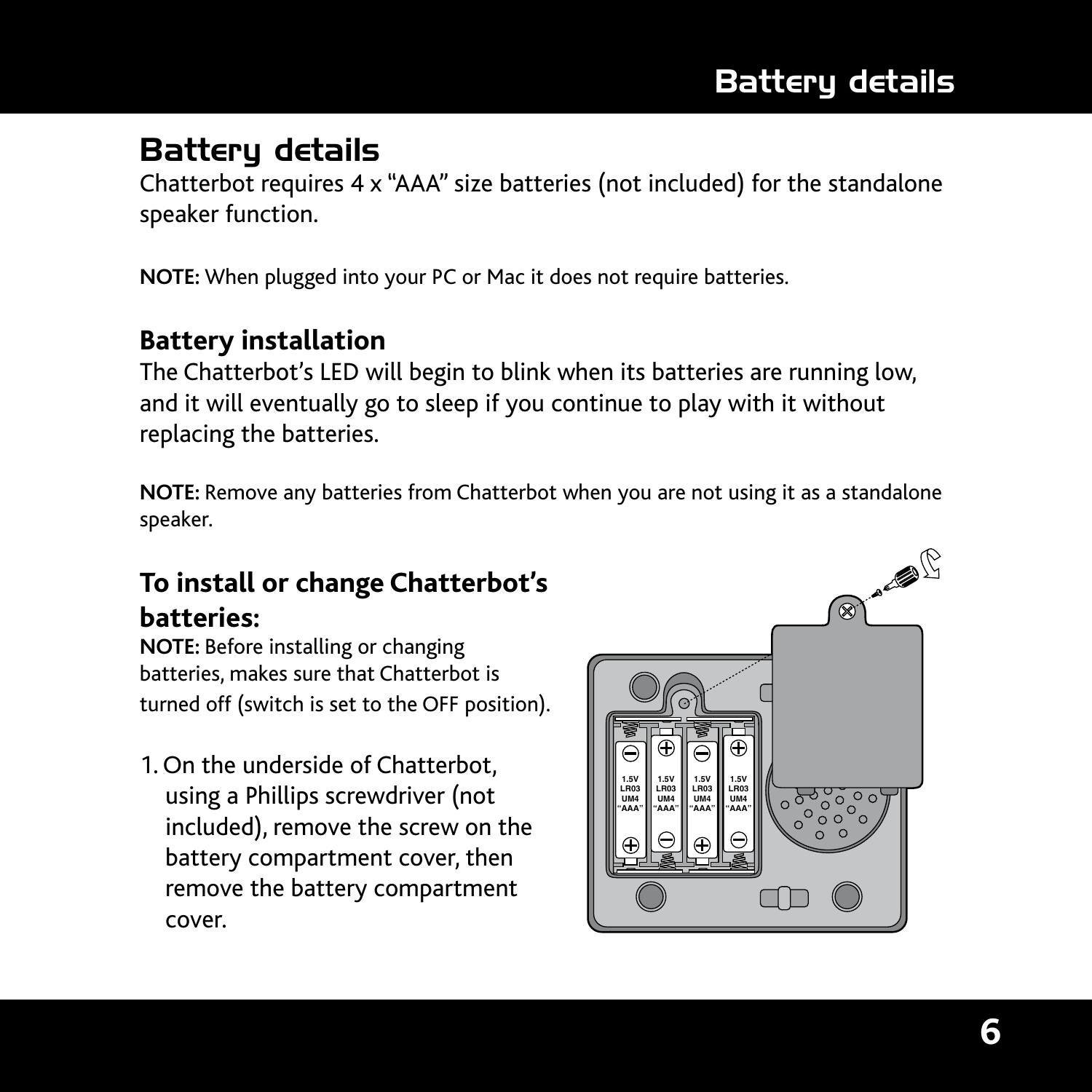# Battery details

Chatterbot requires 4 x "AAA" size batteries (not included) for the standalone speaker function.

**NOTE:** When plugged into your PC or Mac it does not require batteries.

## Battery installation

The Chatterbot's LED will begin to blink when its batteries are running low, and it will eventually go to sleep if you continue to play with it without replacing the batteries.

**NOTE:** Remove any batteries from Chatterbot when you are not using it as a standalone speaker.

## To install or change Chatterbot's batteries:

**NOTE:** Before installing or changing batteries, makes sure that Chatterbot is turned off (switch is set to the OFF position).

1. On the underside of Chatterbot, using a Phillips screwdriver (not included), remove the screw on the battery compartment cover, then remove the battery compartment cover.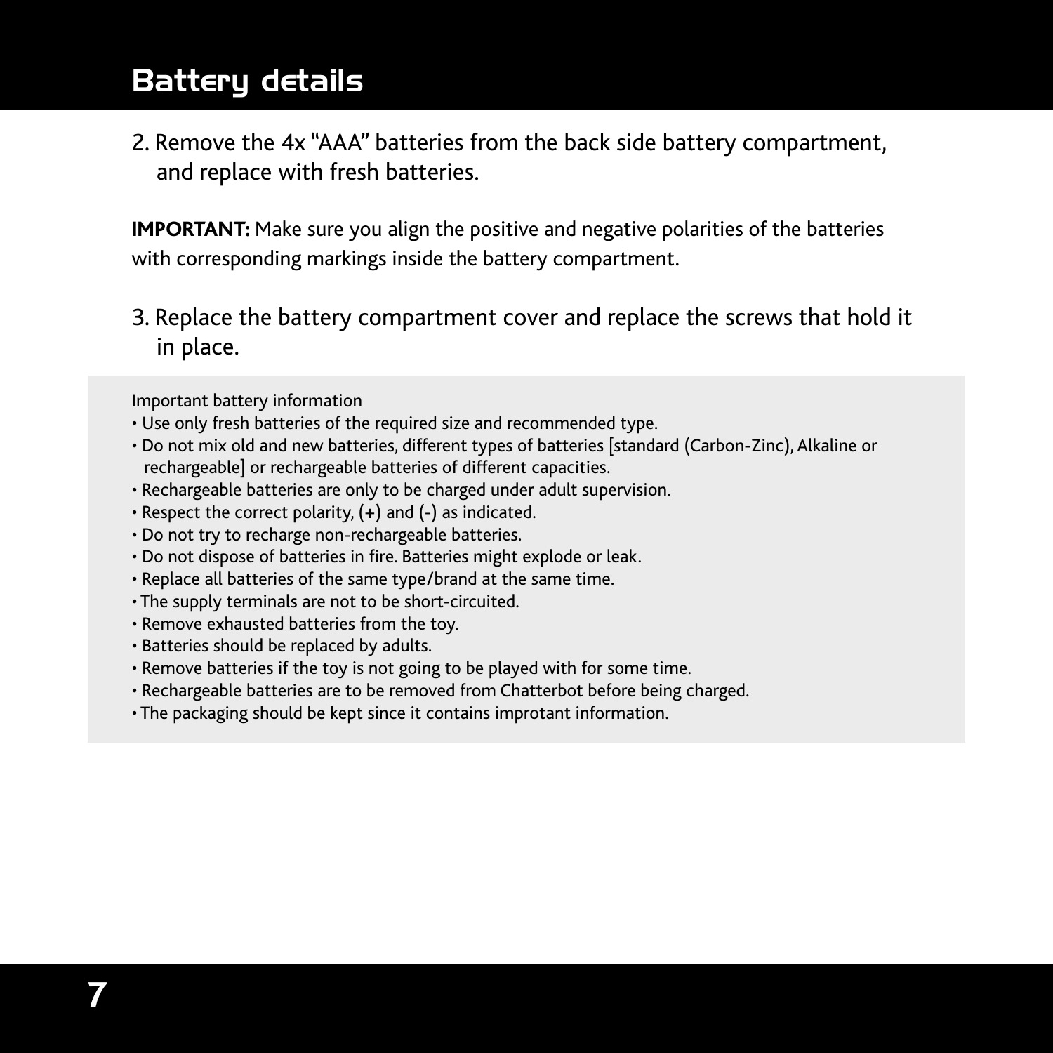# Battery details

2. Remove the 4x "AAA" batteries from the back side battery compartment, and replace with fresh batteries.

**IMPORTANT:** Make sure you align the positive and negative polarities of the batteries with corresponding markings inside the battery compartment.

3. Replace the battery compartment cover and replace the screws that hold it in place.

Important battery information

- Use only fresh batteries of the required size and recommended type.
- Do not mix old and new batteries, different types of batteries [standard (Carbon-Zinc), Alkaline or rechargeable] or rechargeable batteries of different capacities.
- Rechargeable batteries are only to be charged under adult supervision.
- Respect the correct polarity, (+) and (-) as indicated.
- Do not try to recharge non-rechargeable batteries.
- Do not dispose of batteries in fire. Batteries might explode or leak.
- Replace all batteries of the same type/brand at the same time.
- The supply terminals are not to be short-circuited.
- Remove exhausted batteries from the toy.
- Batteries should be replaced by adults.
- Remove batteries if the toy is not going to be played with for some time.
- Rechargeable batteries are to be removed from Chatterbot before being charged.
- The packaging should be kept since it contains improtant information.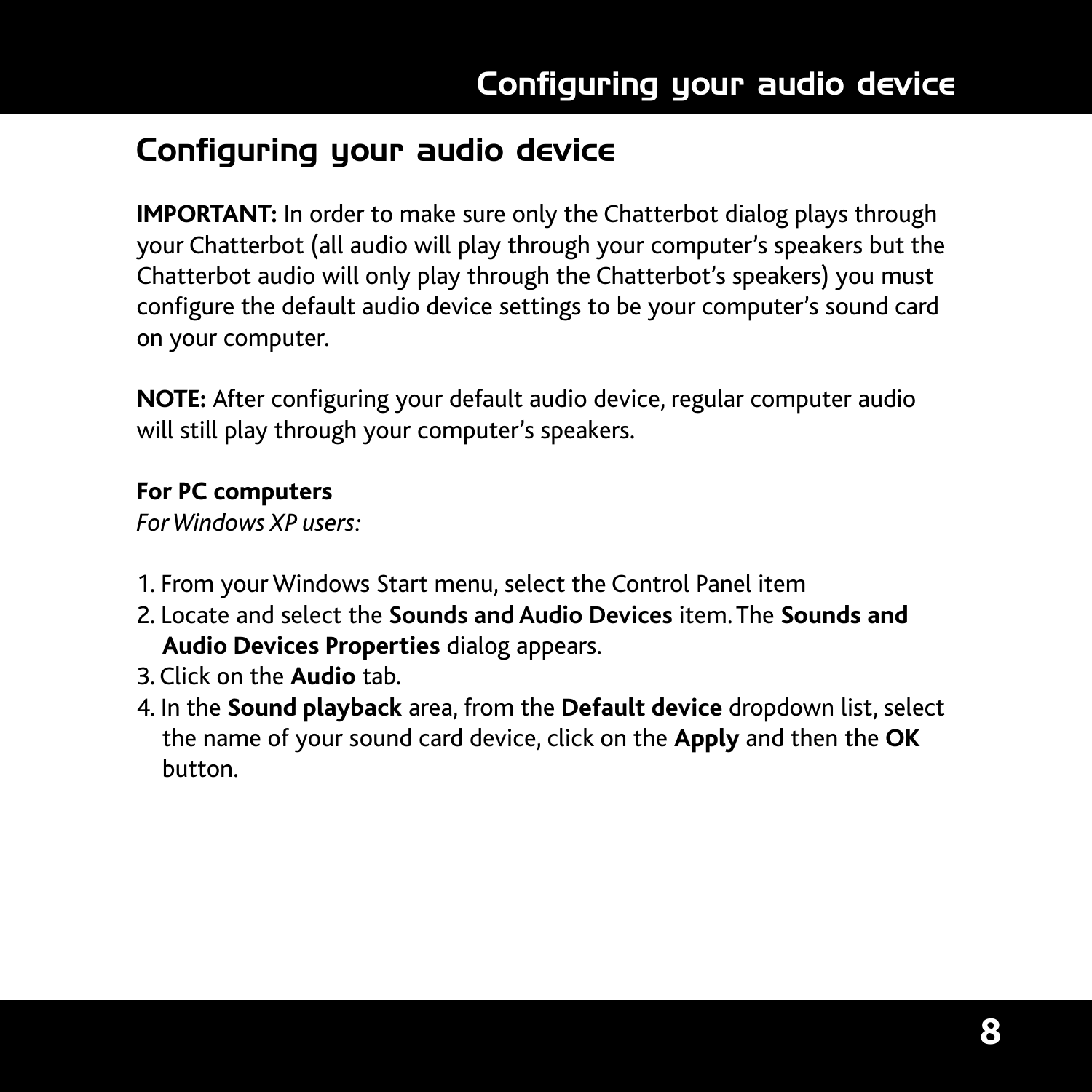## Configuring your audio device

**IMPORTANT:** In order to make sure only the Chatterbot dialog plays through your Chatterbot (all audio will play through your computer's speakers but the Chatterbot audio will only play through the Chatterbot's speakers) you must configure the default audio device settings to be your computer's sound card on your computer.

**NOTE:** After configuring your default audio device, regular computer audio will still play through your computer's speakers.

**For PC computers**

*For Windows XP users:*

1. From your Windows Start menu, select the Control Panel item
2. Locate and select the **Sounds and Audio Devices** item. The **Sounds and Audio Devices Properties** dialog appears.
3. Click on the **Audio** tab.
4. In the **Sound playback** area, from the **Default device** dropdown list, select the name of your sound card device, click on the **Apply** and then the **OK** button.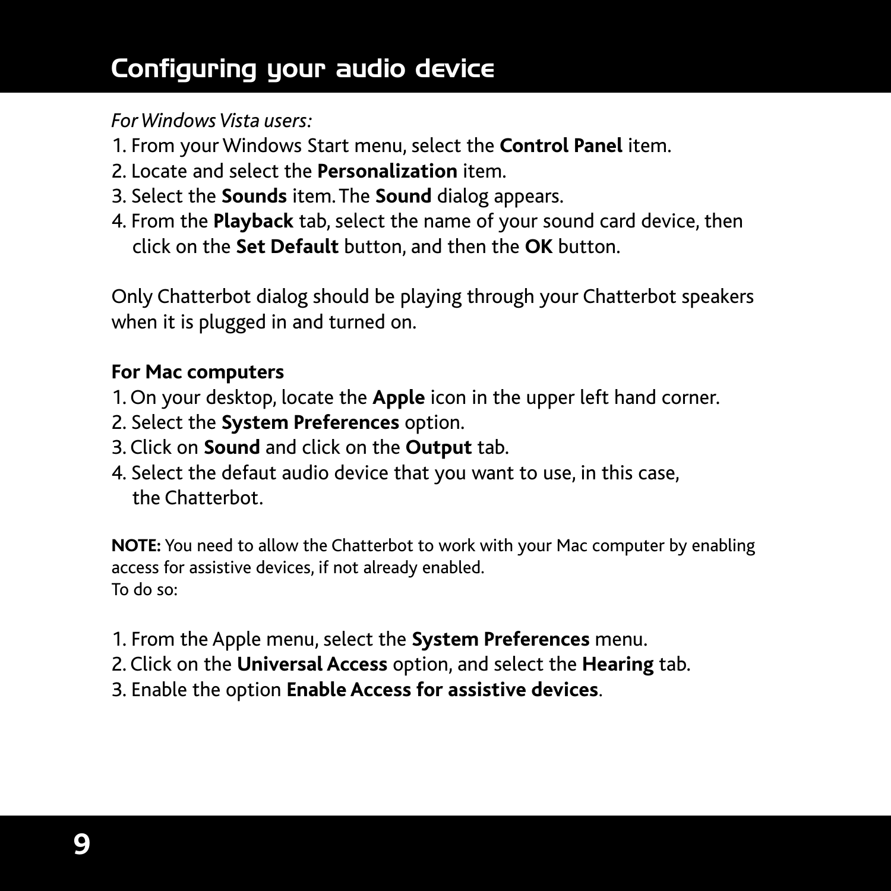# Configuring your audio device

*For Windows Vista users:*

1. From your Windows Start menu, select the **Control Panel** item.
2. Locate and select the **Personalization** item.
3. Select the **Sounds** item. The **Sound** dialog appears.
4. From the **Playback** tab, select the name of your sound card device, then click on the **Set Default** button, and then the **OK** button.

Only Chatterbot dialog should be playing through your Chatterbot speakers when it is plugged in and turned on.

**For Mac computers**

1. On your desktop, locate the **Apple** icon in the upper left hand corner.
2. Select the **System Preferences** option.
3. Click on **Sound** and click on the **Output** tab.
4. Select the defaut audio device that you want to use, in this case, the Chatterbot.

**NOTE:** You need to allow the Chatterbot to work with your Mac computer by enabling access for assistive devices, if not already enabled.
To do so:

1. From the Apple menu, select the **System Preferences** menu.
2. Click on the **Universal Access** option, and select the **Hearing** tab.
3. Enable the option **Enable Access for assistive devices**.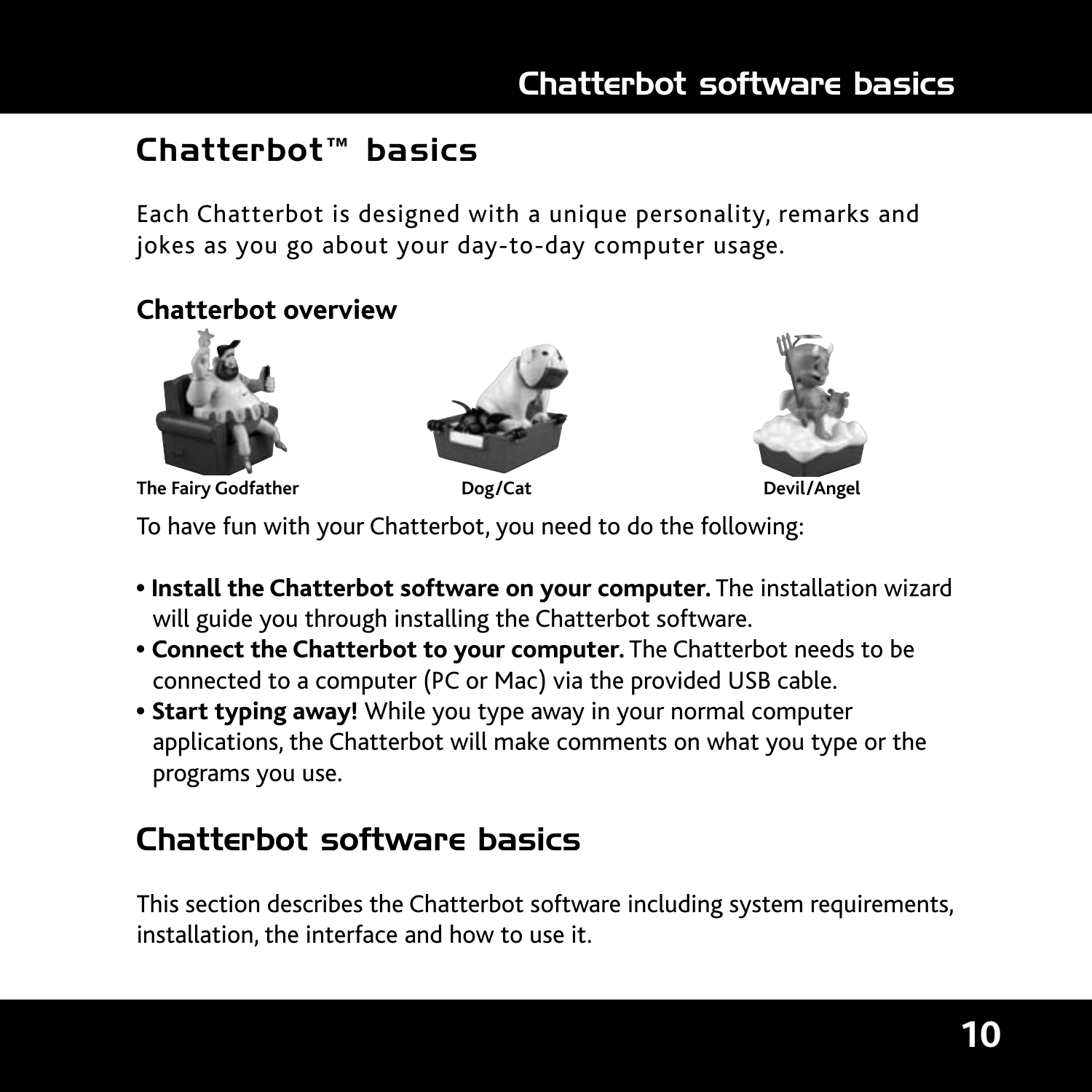# Chatterbot™ basics

Each Chatterbot is designed with a unique personality, remarks and jokes as you go about your day-to-day computer usage.

### Chatterbot overview

**The Fairy Godfather** **Dog/Cat** **Devil/Angel**

To have fun with your Chatterbot, you need to do the following:

- **Install the Chatterbot software on your computer.** The installation wizard will guide you through installing the Chatterbot software.
- **Connect the Chatterbot to your computer.** The Chatterbot needs to be connected to a computer (PC or Mac) via the provided USB cable.
- **Start typing away!** While you type away in your normal computer applications, the Chatterbot will make comments on what you type or the programs you use.

# Chatterbot software basics

This section describes the Chatterbot software including system requirements, installation, the interface and how to use it.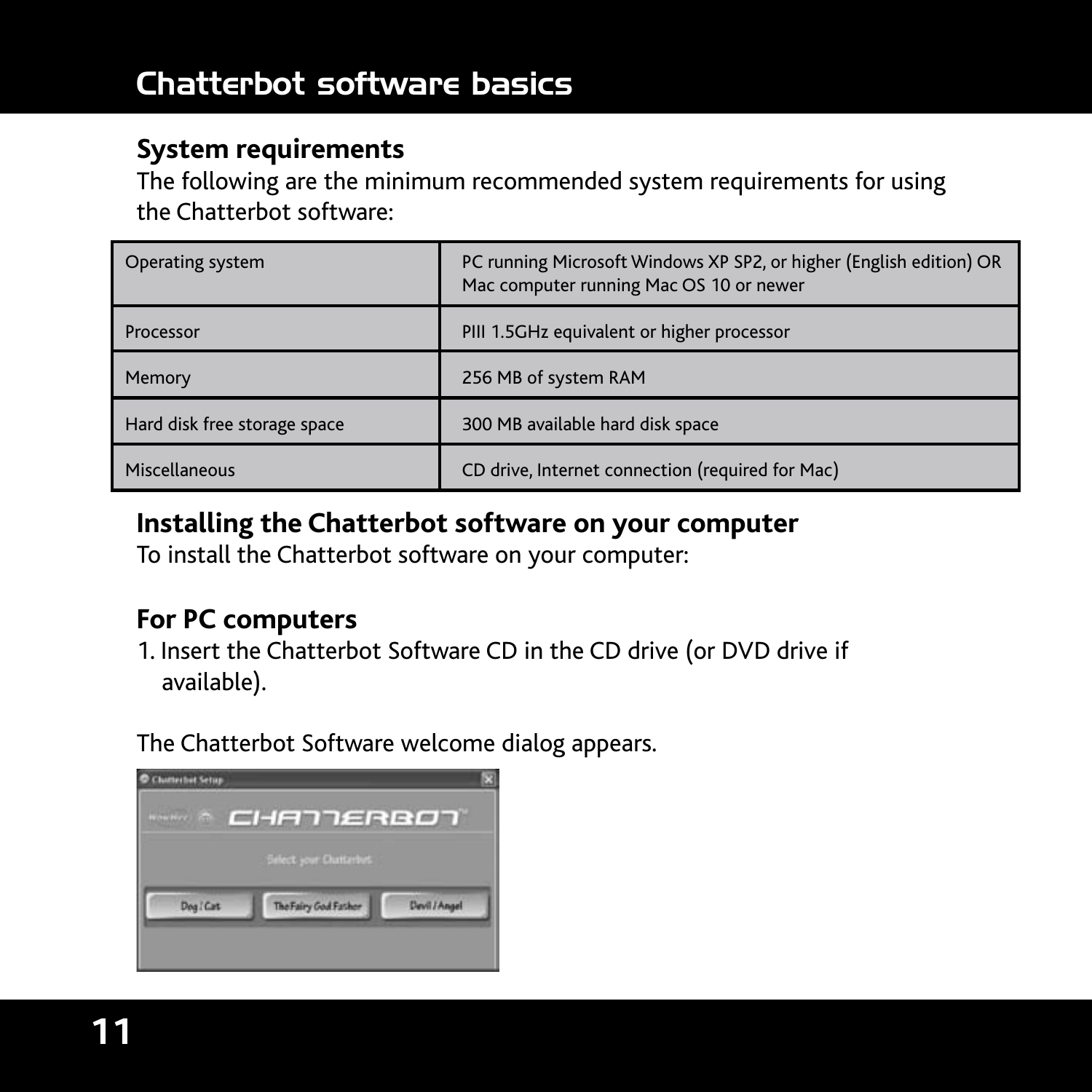# Chatterbot software basics

## System requirements

The following are the minimum recommended system requirements for using the Chatterbot software:

| | |
|---|---|
| Operating system | PC running Microsoft Windows XP SP2, or higher (English edition) OR Mac computer running Mac OS 10 or newer |
| Processor | PIII 1.5GHz equivalent or higher processor |
| Memory | 256 MB of system RAM |
| Hard disk free storage space | 300 MB available hard disk space |
| Miscellaneous | CD drive, Internet connection (required for Mac) |

## Installing the Chatterbot software on your computer

To install the Chatterbot software on your computer:

## For PC computers

1. Insert the Chatterbot Software CD in the CD drive (or DVD drive if available).

The Chatterbot Software welcome dialog appears.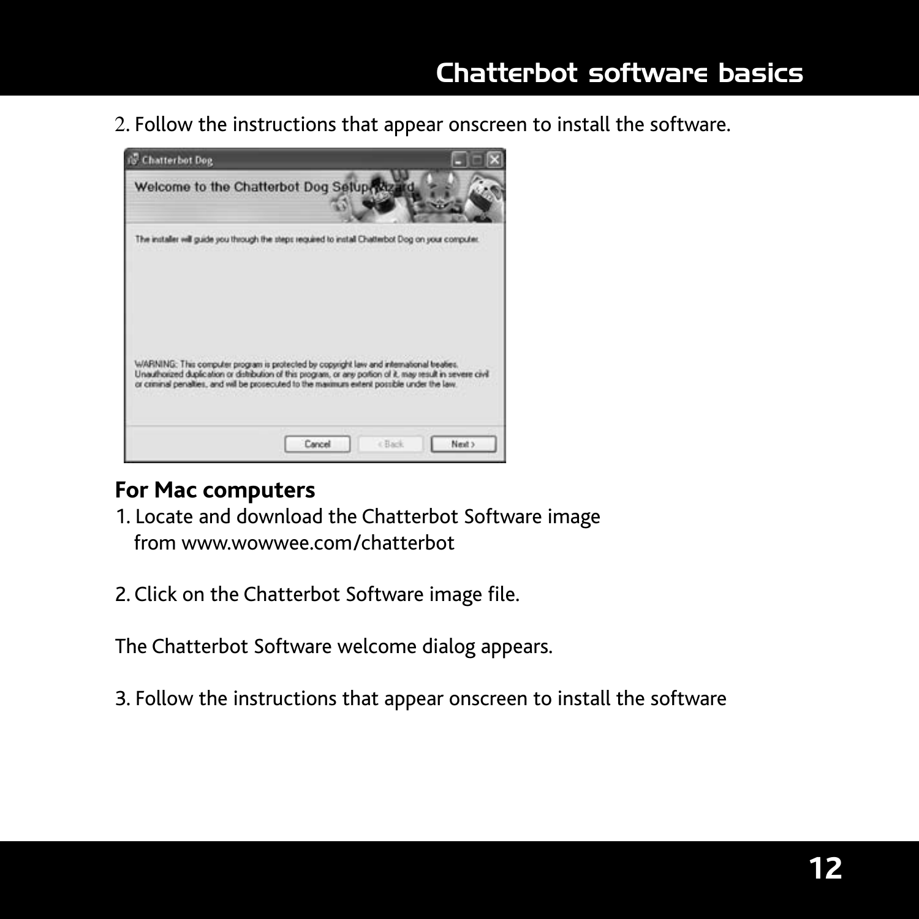2. Follow the instructions that appear onscreen to install the software.

**For Mac computers**

1. Locate and download the Chatterbot Software image from www.wowwee.com/chatterbot

2. Click on the Chatterbot Software image file.

The Chatterbot Software welcome dialog appears.

3. Follow the instructions that appear onscreen to install the software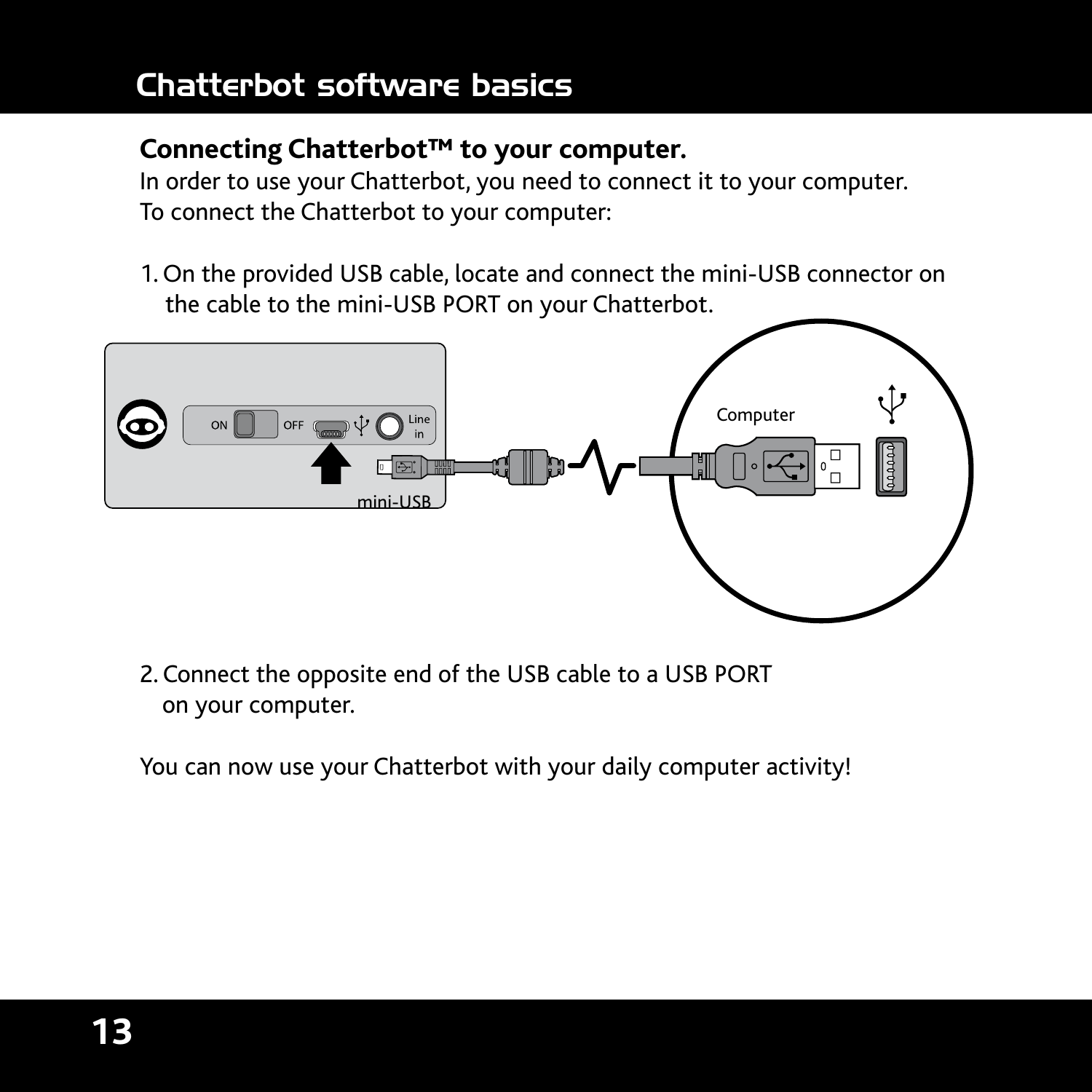# Chatterbot software basics

**Connecting Chatterbot™ to your computer.**
In order to use your Chatterbot, you need to connect it to your computer.
To connect the Chatterbot to your computer:

1. On the provided USB cable, locate and connect the mini-USB connector on the cable to the mini-USB PORT on your Chatterbot.

2. Connect the opposite end of the USB cable to a USB PORT on your computer.

You can now use your Chatterbot with your daily computer activity!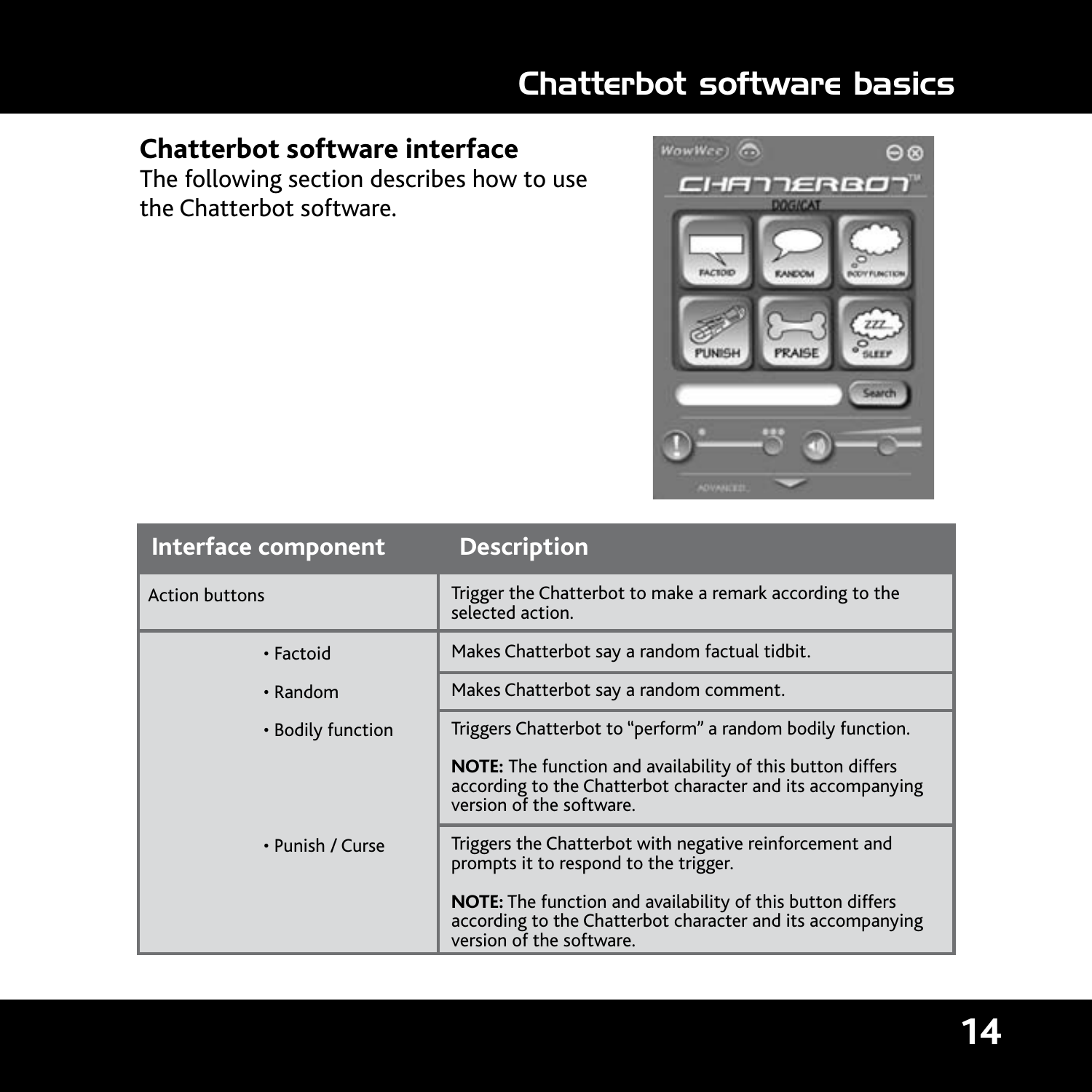## Chatterbot software interface

The following section describes how to use the Chatterbot software.

| Interface component | Description |
| --- | --- |
| Action buttons | Trigger the Chatterbot to make a remark according to the selected action. |
| • Factoid | Makes Chatterbot say a random factual tidbit. |
| • Random | Makes Chatterbot say a random comment. |
| • Bodily function | Triggers Chatterbot to "perform" a random bodily function.<br><br>**NOTE:** The function and availability of this button differs according to the Chatterbot character and its accompanying version of the software. |
| • Punish / Curse | Triggers the Chatterbot with negative reinforcement and prompts it to respond to the trigger.<br><br>**NOTE:** The function and availability of this button differs according to the Chatterbot character and its accompanying version of the software. |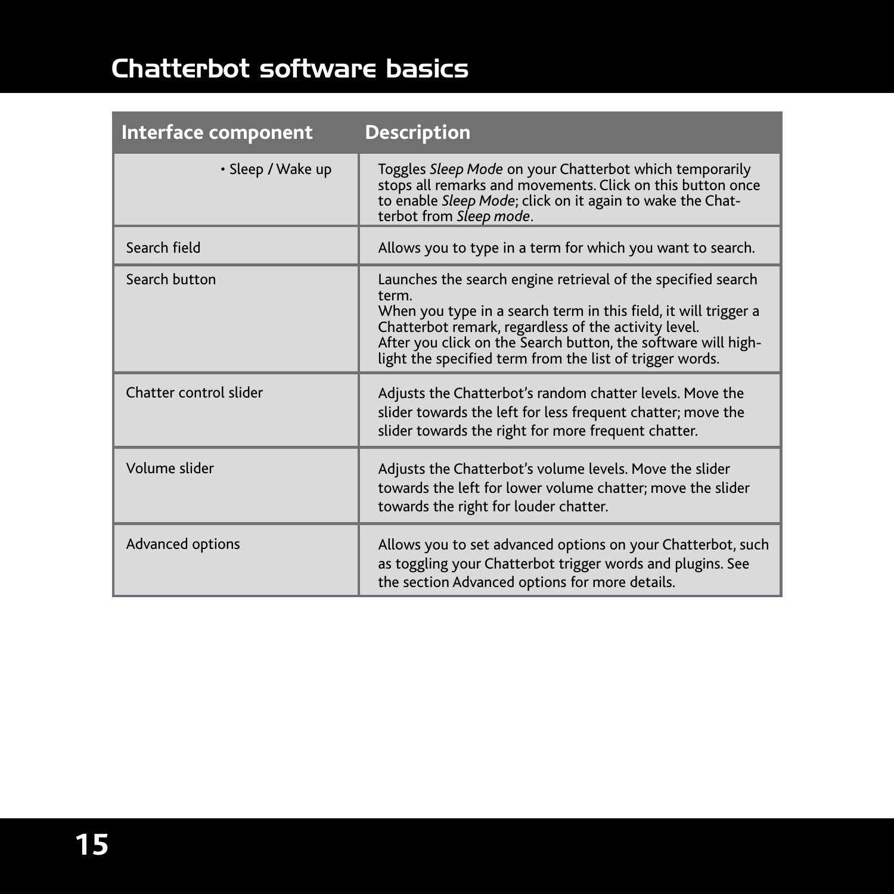# Chatterbot software basics

| Interface component | Description |
|---|---|
| • Sleep / Wake up | Toggles *Sleep Mode* on your Chatterbot which temporarily stops all remarks and movements. Click on this button once to enable *Sleep Mode*; click on it again to wake the Chatterbot from *Sleep mode*. |
| Search field | Allows you to type in a term for which you want to search. |
| Search button | Launches the search engine retrieval of the specified search term.<br>When you type in a search term in this field, it will trigger a Chatterbot remark, regardless of the activity level.<br>After you click on the Search button, the software will highlight the specified term from the list of trigger words. |
| Chatter control slider | Adjusts the Chatterbot's random chatter levels. Move the slider towards the left for less frequent chatter; move the slider towards the right for more frequent chatter. |
| Volume slider | Adjusts the Chatterbot's volume levels. Move the slider towards the left for lower volume chatter; move the slider towards the right for louder chatter. |
| Advanced options | Allows you to set advanced options on your Chatterbot, such as toggling your Chatterbot trigger words and plugins. See the section Advanced options for more details. |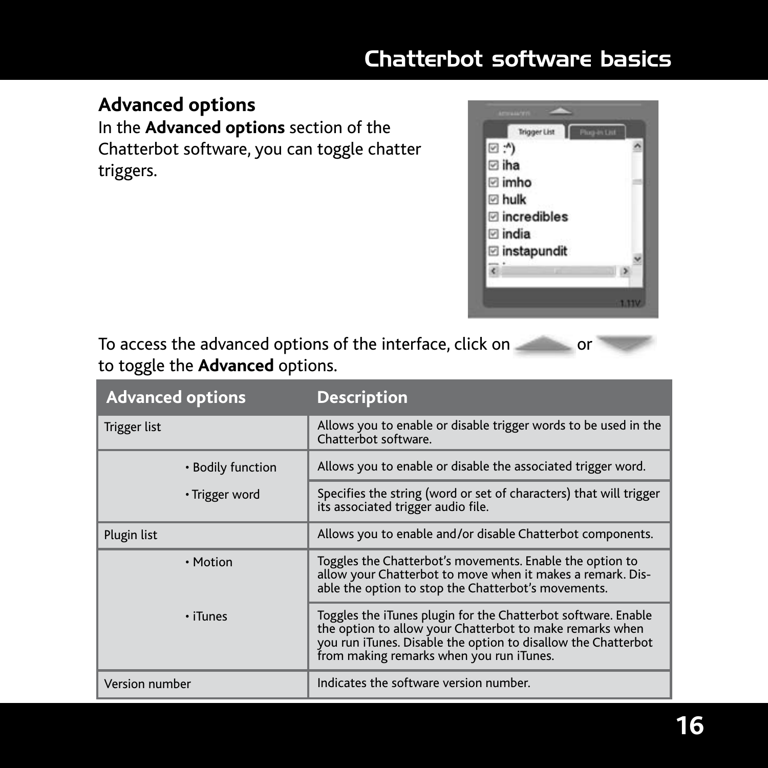## Advanced options

In the **Advanced options** section of the Chatterbot software, you can toggle chatter triggers.

To access the advanced options of the interface, click on or to toggle the **Advanced** options.

| Advanced options | Description |
|---|---|
| Trigger list | Allows you to enable or disable trigger words to be used in the Chatterbot software. |
| • Bodily function | Allows you to enable or disable the associated trigger word. |
| • Trigger word | Specifies the string (word or set of characters) that will trigger its associated trigger audio file. |
| Plugin list | Allows you to enable and/or disable Chatterbot components. |
| • Motion | Toggles the Chatterbot's movements. Enable the option to allow your Chatterbot to move when it makes a remark. Disable the option to stop the Chatterbot's movements. |
| • iTunes | Toggles the iTunes plugin for the Chatterbot software. Enable the option to allow your Chatterbot to make remarks when you run iTunes. Disable the option to disallow the Chatterbot from making remarks when you run iTunes. |
| Version number | Indicates the software version number. |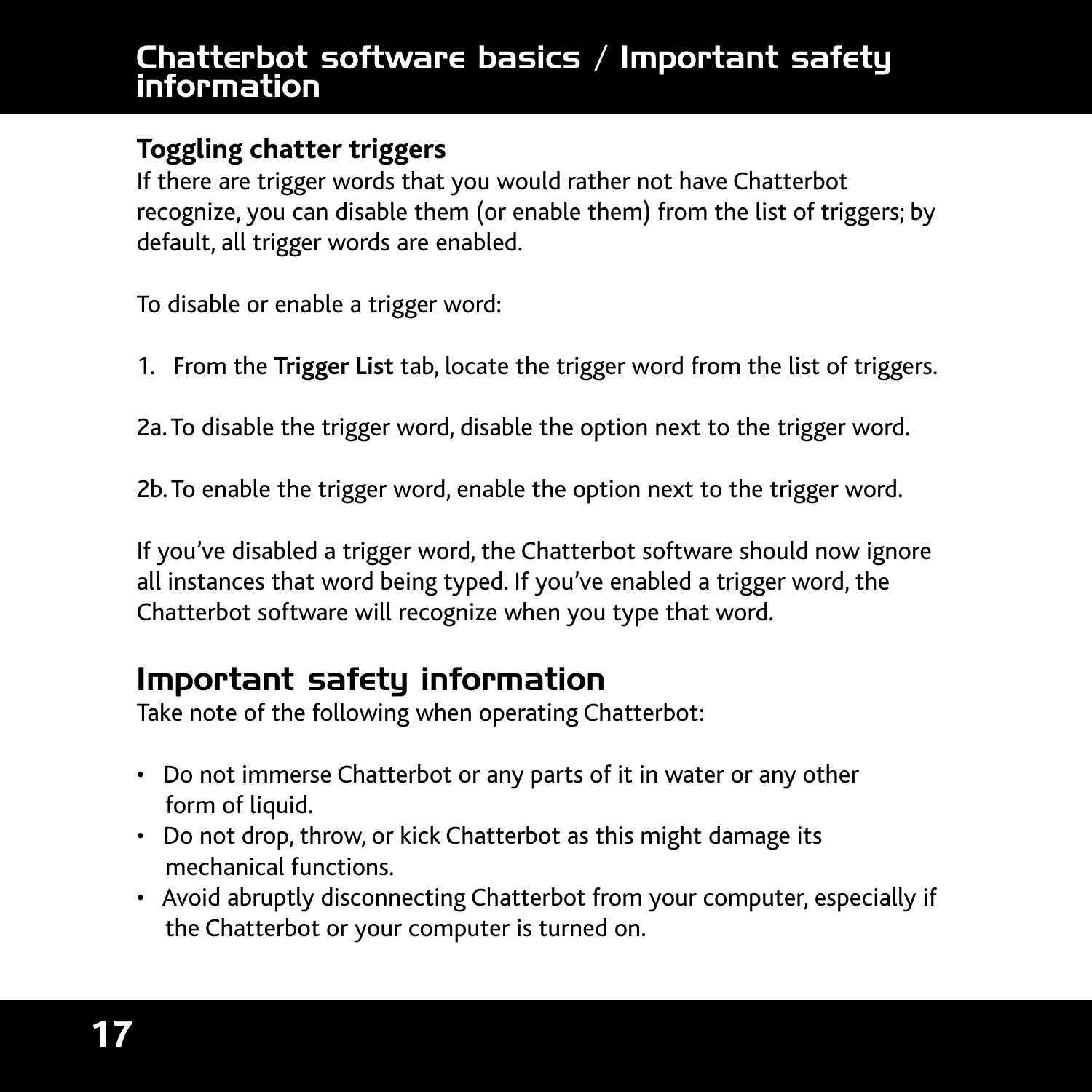### Toggling chatter triggers

If there are trigger words that you would rather not have Chatterbot recognize, you can disable them (or enable them) from the list of triggers; by default, all trigger words are enabled.

To disable or enable a trigger word:

1. From the **Trigger List** tab, locate the trigger word from the list of triggers.

2a. To disable the trigger word, disable the option next to the trigger word.

2b. To enable the trigger word, enable the option next to the trigger word.

If you've disabled a trigger word, the Chatterbot software should now ignore all instances that word being typed. If you've enabled a trigger word, the Chatterbot software will recognize when you type that word.

## Important safety information

Take note of the following when operating Chatterbot:

- Do not immerse Chatterbot or any parts of it in water or any other form of liquid.
- Do not drop, throw, or kick Chatterbot as this might damage its mechanical functions.
- Avoid abruptly disconnecting Chatterbot from your computer, especially if the Chatterbot or your computer is turned on.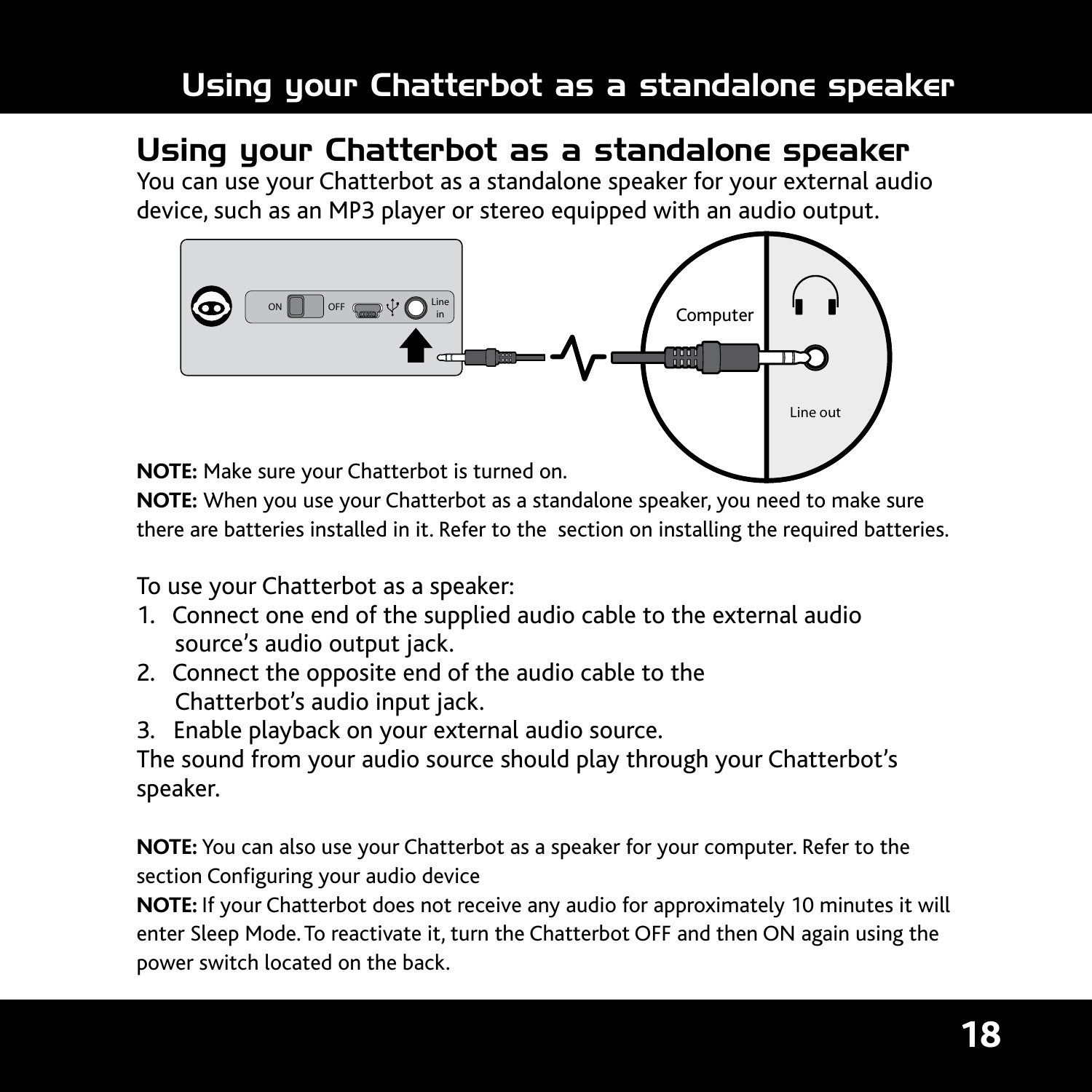## Using your Chatterbot as a standalone speaker

You can use your Chatterbot as a standalone speaker for your external audio device, such as an MP3 player or stereo equipped with an audio output.

**NOTE:** Make sure your Chatterbot is turned on.

**NOTE:** When you use your Chatterbot as a standalone speaker, you need to make sure there are batteries installed in it. Refer to the  section on installing the required batteries.

To use your Chatterbot as a speaker:

1. Connect one end of the supplied audio cable to the external audio source's audio output jack.
2. Connect the opposite end of the audio cable to the Chatterbot's audio input jack.
3. Enable playback on your external audio source.

The sound from your audio source should play through your Chatterbot's speaker.

**NOTE:** You can also use your Chatterbot as a speaker for your computer. Refer to the section Configuring your audio device

**NOTE:** If your Chatterbot does not receive any audio for approximately 10 minutes it will enter Sleep Mode. To reactivate it, turn the Chatterbot OFF and then ON again using the power switch located on the back.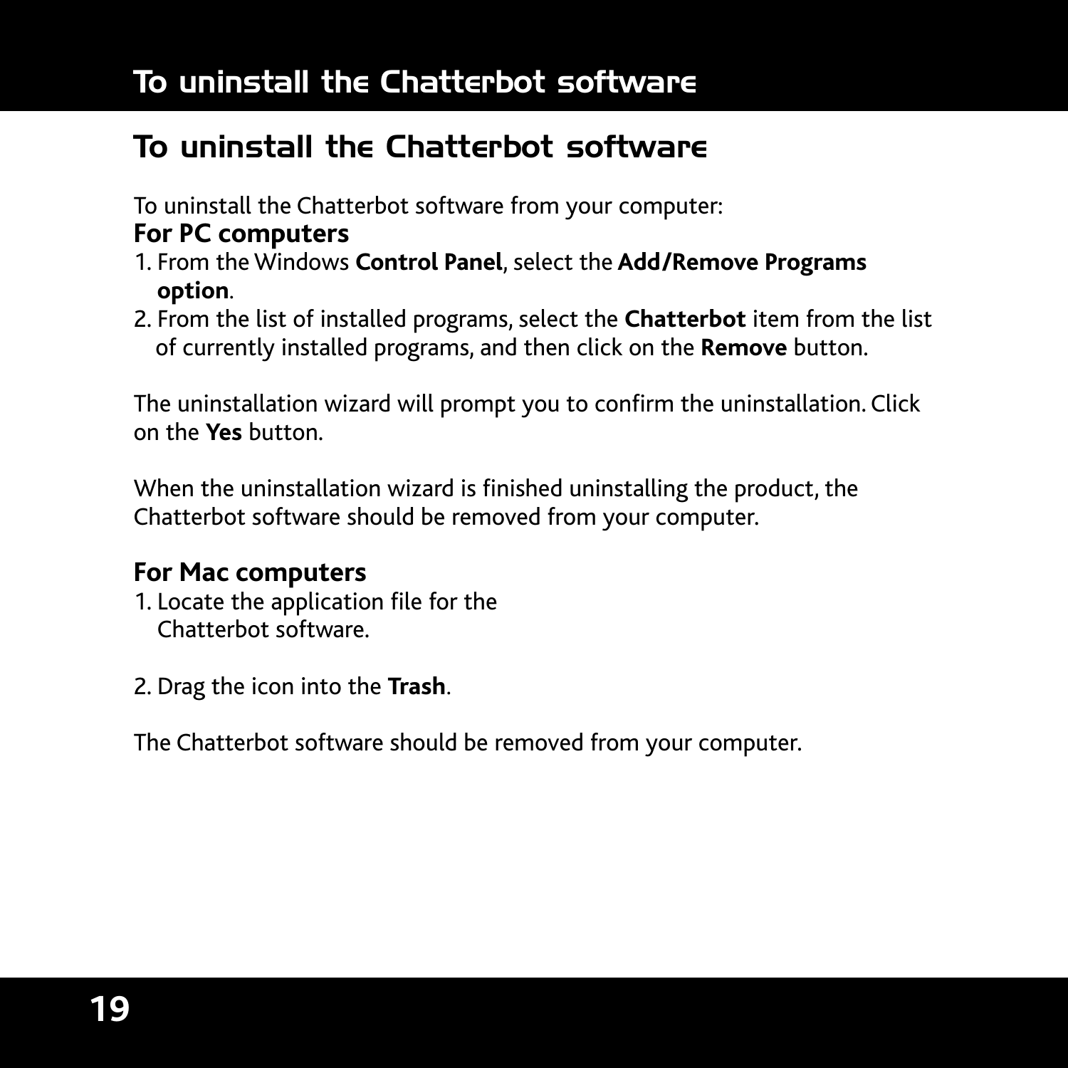## To uninstall the Chatterbot software

To uninstall the Chatterbot software from your computer:

**For PC computers**

1. From the Windows **Control Panel**, select the **Add/Remove Programs option**.
2. From the list of installed programs, select the **Chatterbot** item from the list of currently installed programs, and then click on the **Remove** button.

The uninstallation wizard will prompt you to confirm the uninstallation. Click on the **Yes** button.

When the uninstallation wizard is finished uninstalling the product, the Chatterbot software should be removed from your computer.

**For Mac computers**

1. Locate the application file for the Chatterbot software.

2. Drag the icon into the **Trash**.

The Chatterbot software should be removed from your computer.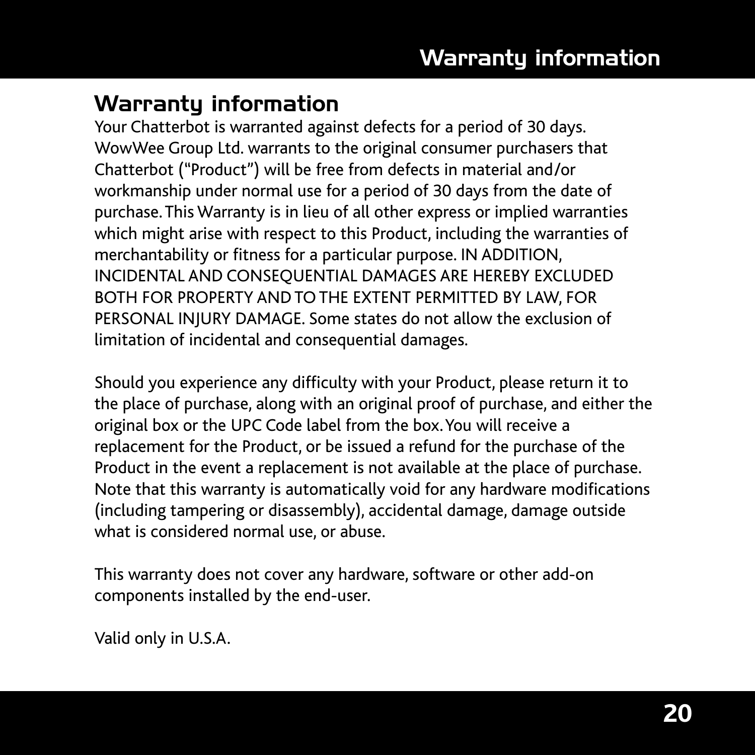## Warranty information

Your Chatterbot is warranted against defects for a period of 30 days. WowWee Group Ltd. warrants to the original consumer purchasers that Chatterbot ("Product") will be free from defects in material and/or workmanship under normal use for a period of 30 days from the date of purchase. This Warranty is in lieu of all other express or implied warranties which might arise with respect to this Product, including the warranties of merchantability or fitness for a particular purpose. IN ADDITION, INCIDENTAL AND CONSEQUENTIAL DAMAGES ARE HEREBY EXCLUDED BOTH FOR PROPERTY AND TO THE EXTENT PERMITTED BY LAW, FOR PERSONAL INJURY DAMAGE. Some states do not allow the exclusion of limitation of incidental and consequential damages.

Should you experience any difficulty with your Product, please return it to the place of purchase, along with an original proof of purchase, and either the original box or the UPC Code label from the box. You will receive a replacement for the Product, or be issued a refund for the purchase of the Product in the event a replacement is not available at the place of purchase. Note that this warranty is automatically void for any hardware modifications (including tampering or disassembly), accidental damage, damage outside what is considered normal use, or abuse.

This warranty does not cover any hardware, software or other add-on components installed by the end-user.

Valid only in U.S.A.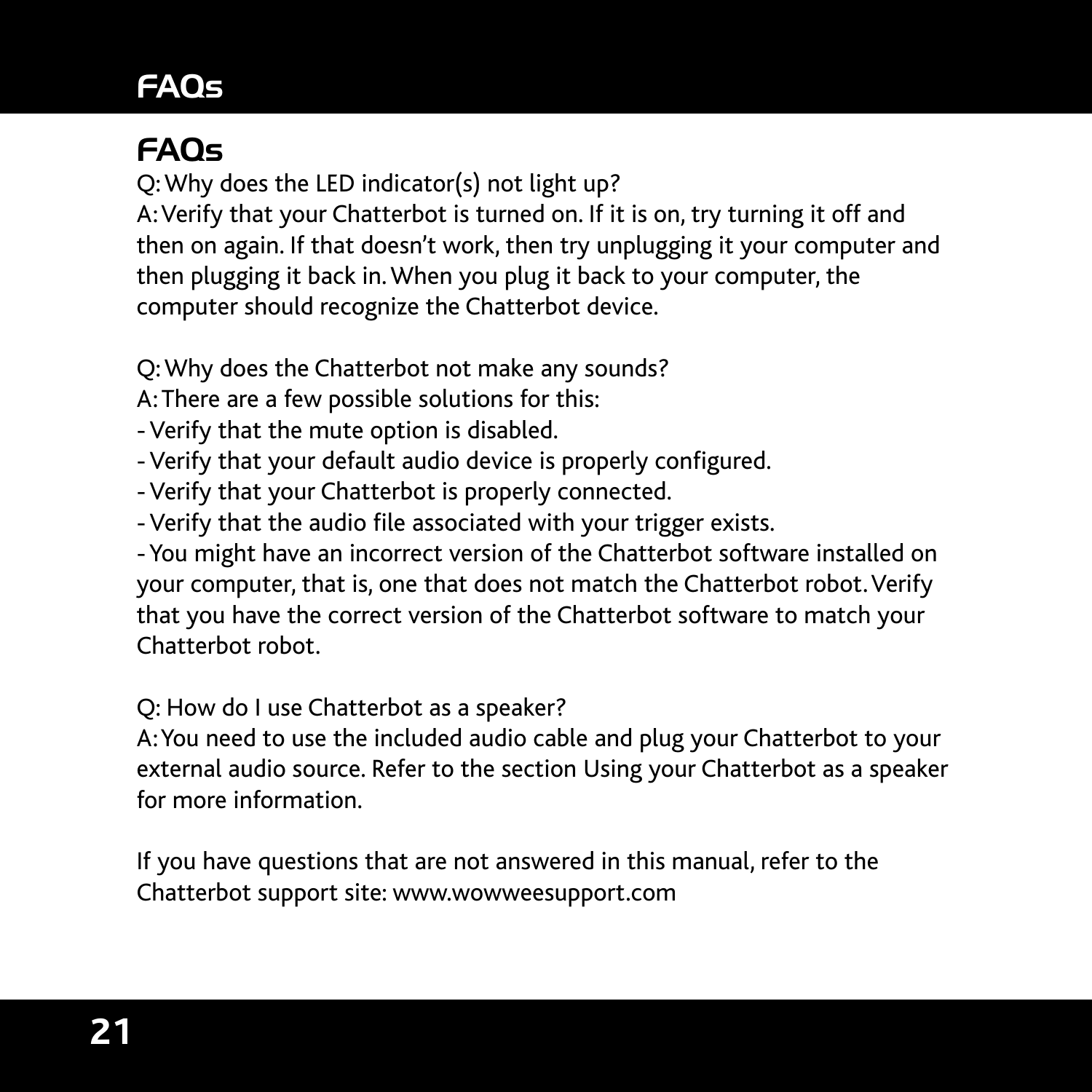## FAQs

Q: Why does the LED indicator(s) not light up?
A: Verify that your Chatterbot is turned on. If it is on, try turning it off and then on again. If that doesn't work, then try unplugging it your computer and then plugging it back in. When you plug it back to your computer, the computer should recognize the Chatterbot device.

Q: Why does the Chatterbot not make any sounds?
A: There are a few possible solutions for this:
- Verify that the mute option is disabled.
- Verify that your default audio device is properly configured.
- Verify that your Chatterbot is properly connected.
- Verify that the audio file associated with your trigger exists.
- You might have an incorrect version of the Chatterbot software installed on your computer, that is, one that does not match the Chatterbot robot. Verify that you have the correct version of the Chatterbot software to match your Chatterbot robot.

Q: How do I use Chatterbot as a speaker?
A: You need to use the included audio cable and plug your Chatterbot to your external audio source. Refer to the section Using your Chatterbot as a speaker for more information.

If you have questions that are not answered in this manual, refer to the Chatterbot support site: www.wowweesupport.com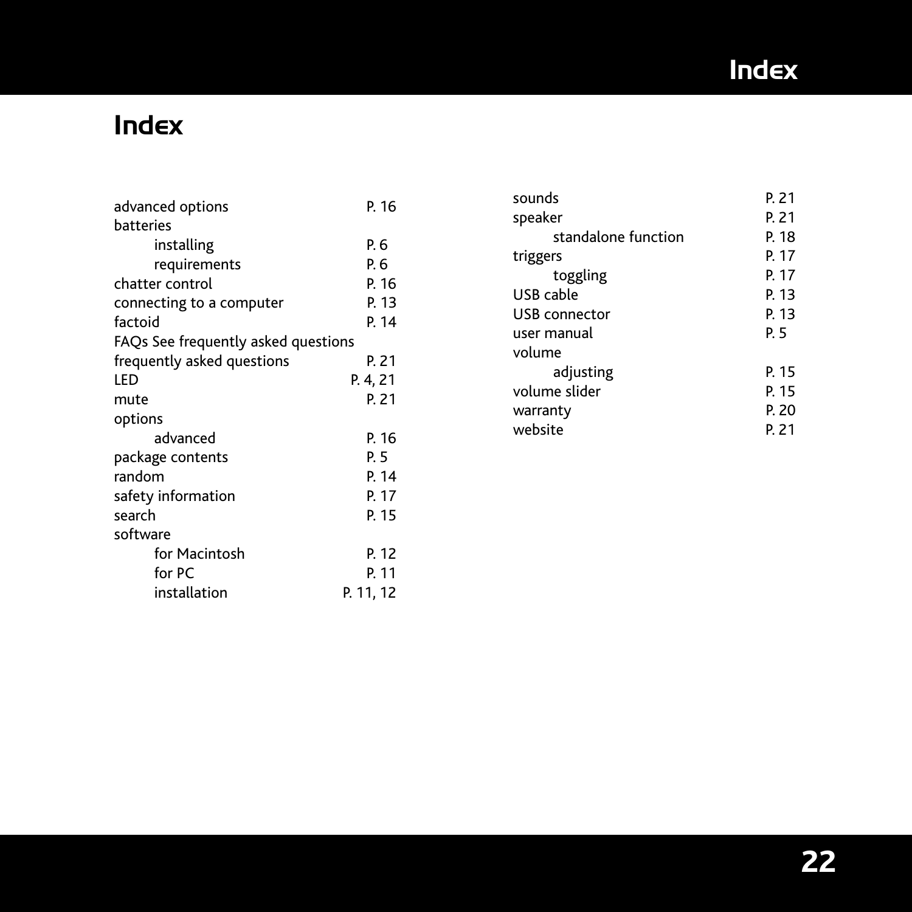# Index

advanced options P. 16
batteries
  installing P. 6
  requirements P. 6
chatter control P. 16
connecting to a computer P. 13
factoid P. 14
FAQs See frequently asked questions
frequently asked questions P. 21
LED P. 4, 21
mute P. 21
options
  advanced P. 16
package contents P. 5
random P. 14
safety information P. 17
search P. 15
software
  for Macintosh P. 12
  for PC P. 11
  installation P. 11, 12
sounds P. 21
speaker P. 21
  standalone function P. 18
triggers P. 17
  toggling P. 17
USB cable P. 13
USB connector P. 13
user manual P. 5
volume
  adjusting P. 15
volume slider P. 15
warranty P. 20
website P. 21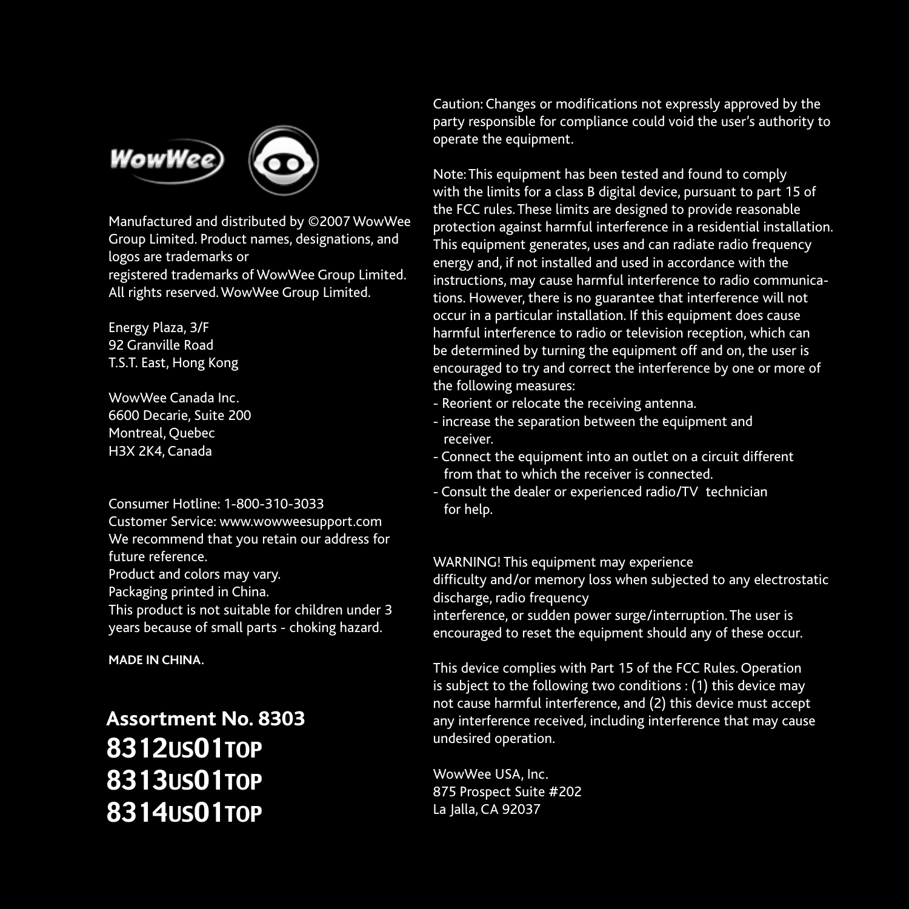Manufactured and distributed by ©2007 WowWee Group Limited. Product names, designations, and logos are trademarks or registered trademarks of WowWee Group Limited. All rights reserved. WowWee Group Limited.

Energy Plaza, 3/F
92 Granville Road
T.S.T. East, Hong Kong

WowWee Canada Inc.
6600 Decarie, Suite 200
Montreal, Quebec
H3X 2K4, Canada

Consumer Hotline: 1-800-310-3033
Customer Service: www.wowweesupport.com
We recommend that you retain our address for future reference.
Product and colors may vary.
Packaging printed in China.
This product is not suitable for children under 3 years because of small parts - choking hazard.

**MADE IN CHINA.**

**Assortment No. 8303**
**8312US01TOP**
**8313US01TOP**
**8314US01TOP**

Caution: Changes or modifications not expressly approved by the party responsible for compliance could void the user's authority to operate the equipment.

Note: This equipment has been tested and found to comply with the limits for a class B digital device, pursuant to part 15 of the FCC rules. These limits are designed to provide reasonable protection against harmful interference in a residential installation. This equipment generates, uses and can radiate radio frequency energy and, if not installed and used in accordance with the instructions, may cause harmful interference to radio communications. However, there is no guarantee that interference will not occur in a particular installation. If this equipment does cause harmful interference to radio or television reception, which can be determined by turning the equipment off and on, the user is encouraged to try and correct the interference by one or more of the following measures:

- Reorient or relocate the receiving antenna.
- increase the separation between the equipment and receiver.
- Connect the equipment into an outlet on a circuit different from that to which the receiver is connected.
- Consult the dealer or experienced radio/TV technician for help.

WARNING! This equipment may experience difficulty and/or memory loss when subjected to any electrostatic discharge, radio frequency interference, or sudden power surge/interruption. The user is encouraged to reset the equipment should any of these occur.

This device complies with Part 15 of the FCC Rules. Operation is subject to the following two conditions : (1) this device may not cause harmful interference, and (2) this device must accept any interference received, including interference that may cause undesired operation.

WowWee USA, Inc.
875 Prospect Suite #202
La Jalla, CA 92037